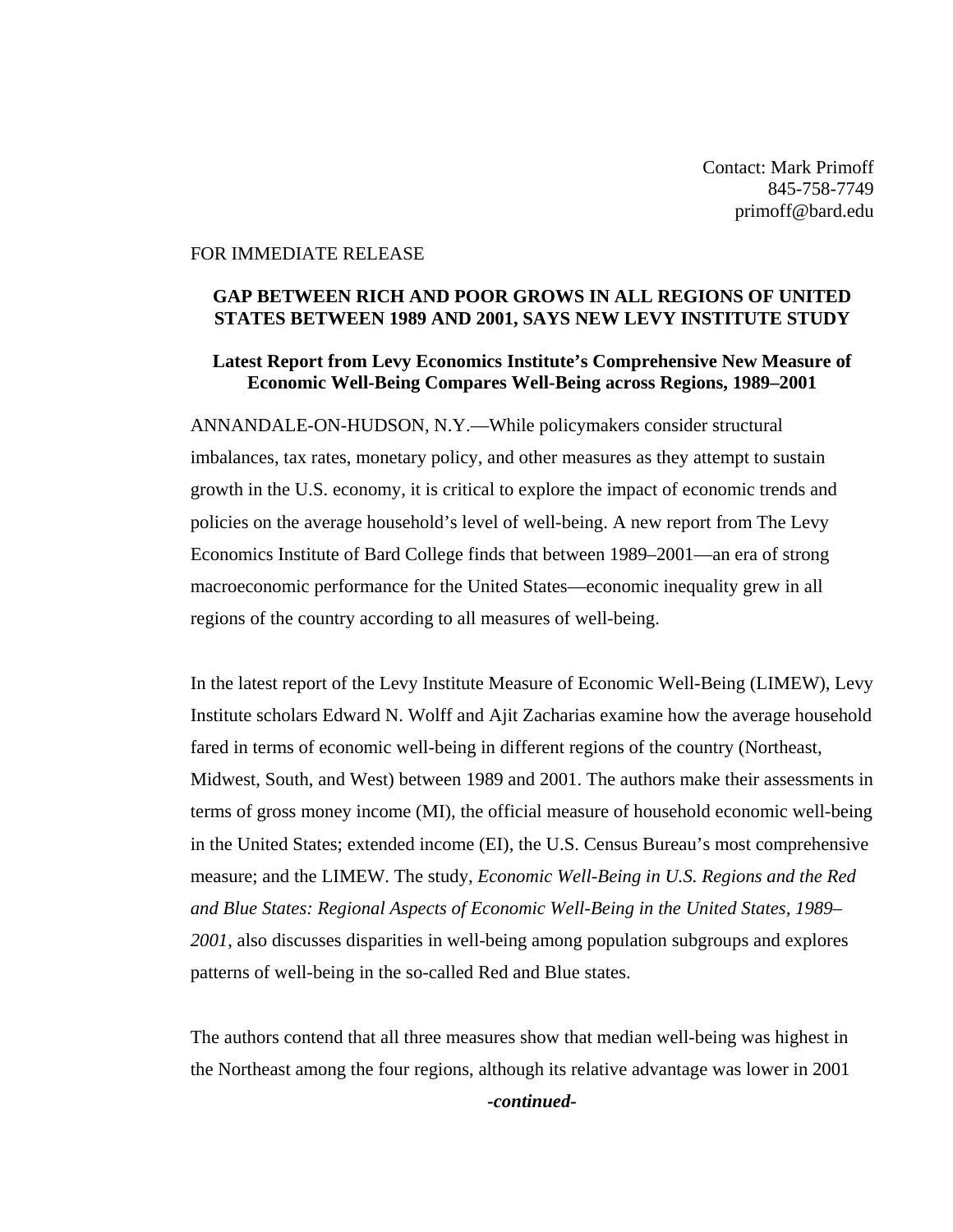Contact: Mark Primoff
845-758-7749
primoff@bard.edu

FOR IMMEDIATE RELEASE

**GAP BETWEEN RICH AND POOR GROWS IN ALL REGIONS OF UNITED STATES BETWEEN 1989 AND 2001, SAYS NEW LEVY INSTITUTE STUDY**

**Latest Report from Levy Economics Institute's Comprehensive New Measure of Economic Well-Being Compares Well-Being across Regions, 1989–2001**

ANNANDALE-ON-HUDSON, N.Y.—While policymakers consider structural imbalances, tax rates, monetary policy, and other measures as they attempt to sustain growth in the U.S. economy, it is critical to explore the impact of economic trends and policies on the average household's level of well-being. A new report from The Levy Economics Institute of Bard College finds that between 1989–2001—an era of strong macroeconomic performance for the United States—economic inequality grew in all regions of the country according to all measures of well-being.

In the latest report of the Levy Institute Measure of Economic Well-Being (LIMEW), Levy Institute scholars Edward N. Wolff and Ajit Zacharias examine how the average household fared in terms of economic well-being in different regions of the country (Northeast, Midwest, South, and West) between 1989 and 2001. The authors make their assessments in terms of gross money income (MI), the official measure of household economic well-being in the United States; extended income (EI), the U.S. Census Bureau's most comprehensive measure; and the LIMEW. The study, *Economic Well-Being in U.S. Regions and the Red and Blue States: Regional Aspects of Economic Well-Being in the United States, 1989–2001*, also discusses disparities in well-being among population subgroups and explores patterns of well-being in the so-called Red and Blue states.

The authors contend that all three measures show that median well-being was highest in the Northeast among the four regions, although its relative advantage was lower in 2001

***-continued-***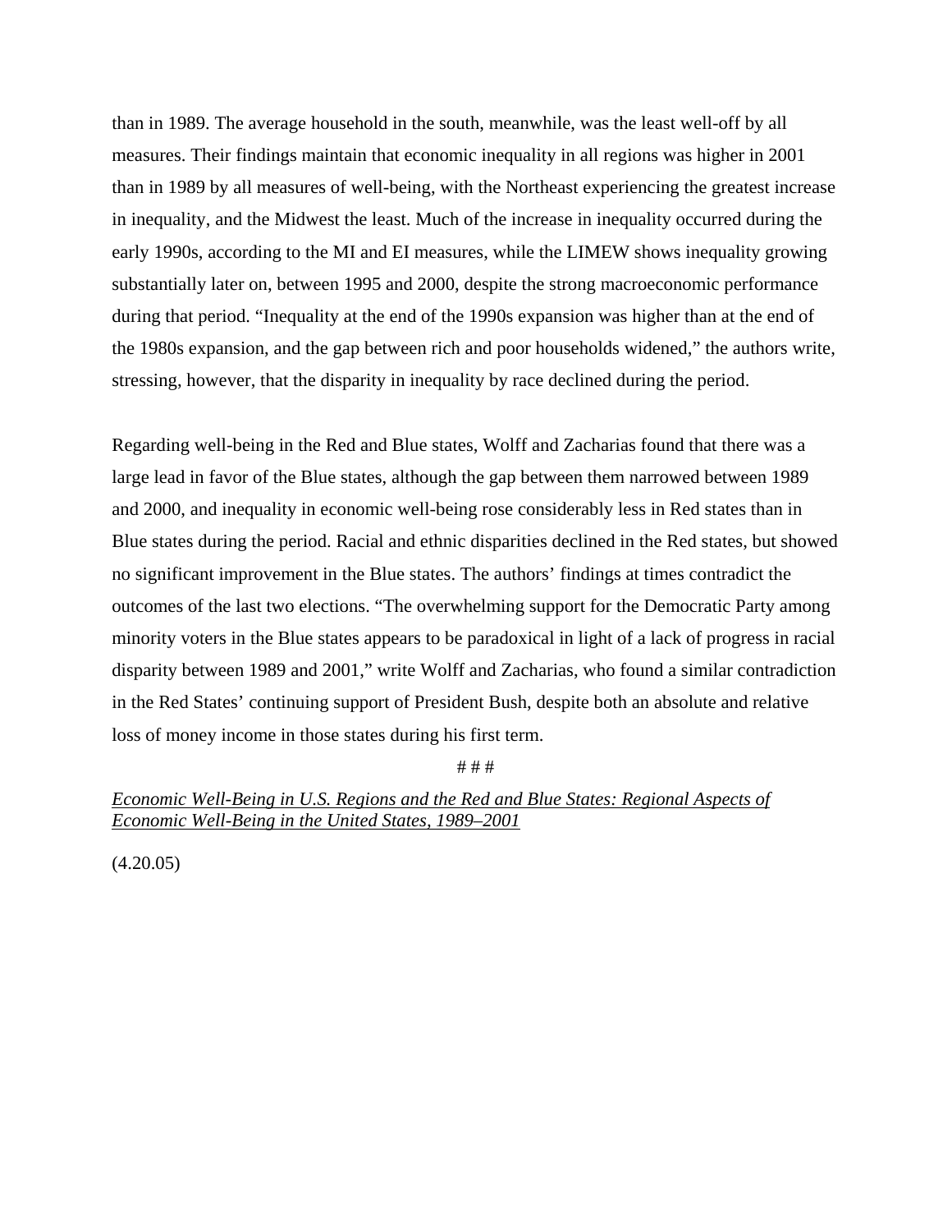than in 1989. The average household in the south, meanwhile, was the least well-off by all measures. Their findings maintain that economic inequality in all regions was higher in 2001 than in 1989 by all measures of well-being, with the Northeast experiencing the greatest increase in inequality, and the Midwest the least. Much of the increase in inequality occurred during the early 1990s, according to the MI and EI measures, while the LIMEW shows inequality growing substantially later on, between 1995 and 2000, despite the strong macroeconomic performance during that period. "Inequality at the end of the 1990s expansion was higher than at the end of the 1980s expansion, and the gap between rich and poor households widened," the authors write, stressing, however, that the disparity in inequality by race declined during the period.

Regarding well-being in the Red and Blue states, Wolff and Zacharias found that there was a large lead in favor of the Blue states, although the gap between them narrowed between 1989 and 2000, and inequality in economic well-being rose considerably less in Red states than in Blue states during the period. Racial and ethnic disparities declined in the Red states, but showed no significant improvement in the Blue states. The authors' findings at times contradict the outcomes of the last two elections. "The overwhelming support for the Democratic Party among minority voters in the Blue states appears to be paradoxical in light of a lack of progress in racial disparity between 1989 and 2001," write Wolff and Zacharias, who found a similar contradiction in the Red States' continuing support of President Bush, despite both an absolute and relative loss of money income in those states during his first term.

# # #

*Economic Well-Being in U.S. Regions and the Red and Blue States: Regional Aspects of Economic Well-Being in the United States, 1989–2001*

(4.20.05)